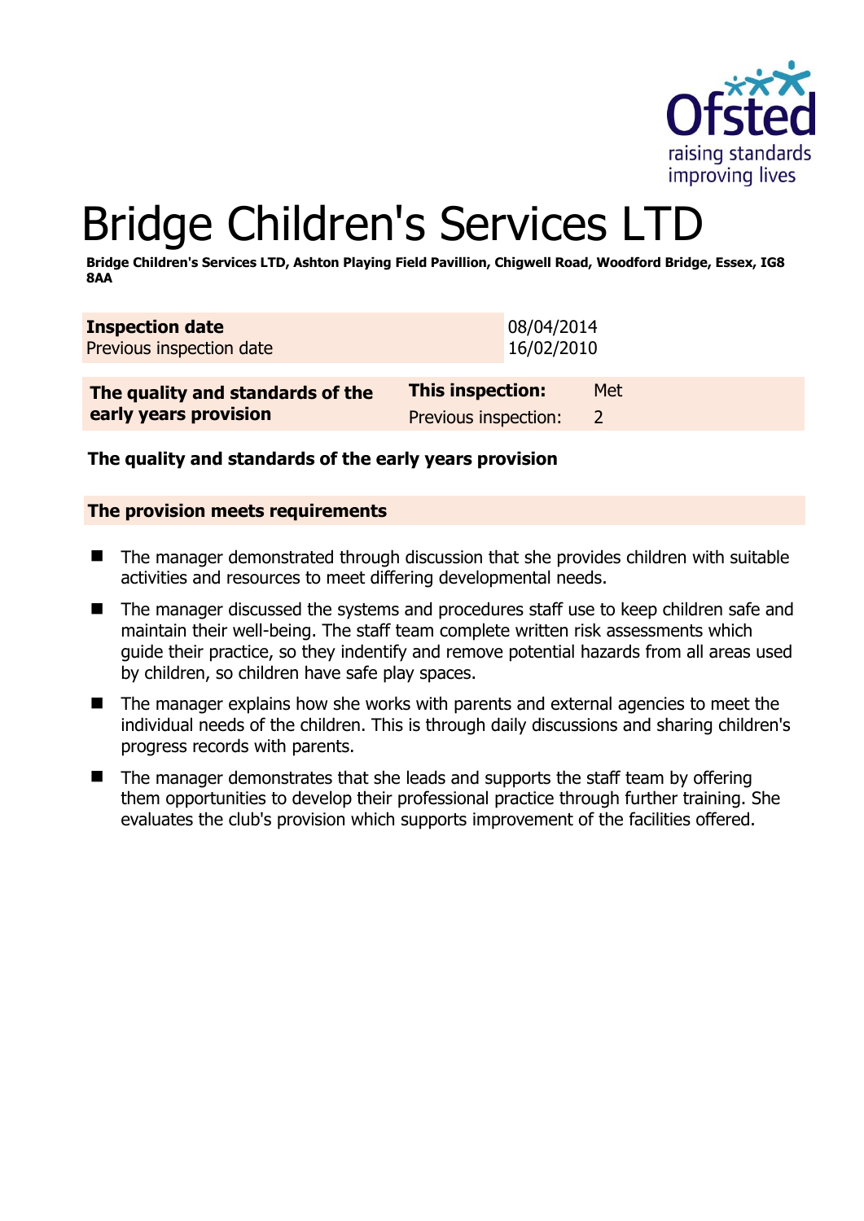# Bridge Children's Services LTD

**Bridge Children's Services LTD, Ashton Playing Field Pavillion, Chigwell Road, Woodford Bridge, Essex, IG8 8AA**

| **Inspection date** | 08/04/2014 |
| --- | --- |
| Previous inspection date | 16/02/2010 |

| **The quality and standards of the early years provision** | **This inspection:** | Met |
| --- | --- | --- |
| | Previous inspection: | 2 |

### The quality and standards of the early years provision

### The provision meets requirements

- The manager demonstrated through discussion that she provides children with suitable activities and resources to meet differing developmental needs.
- The manager discussed the systems and procedures staff use to keep children safe and maintain their well-being. The staff team complete written risk assessments which guide their practice, so they indentify and remove potential hazards from all areas used by children, so children have safe play spaces.
- The manager explains how she works with parents and external agencies to meet the individual needs of the children. This is through daily discussions and sharing children's progress records with parents.
- The manager demonstrates that she leads and supports the staff team by offering them opportunities to develop their professional practice through further training. She evaluates the club's provision which supports improvement of the facilities offered.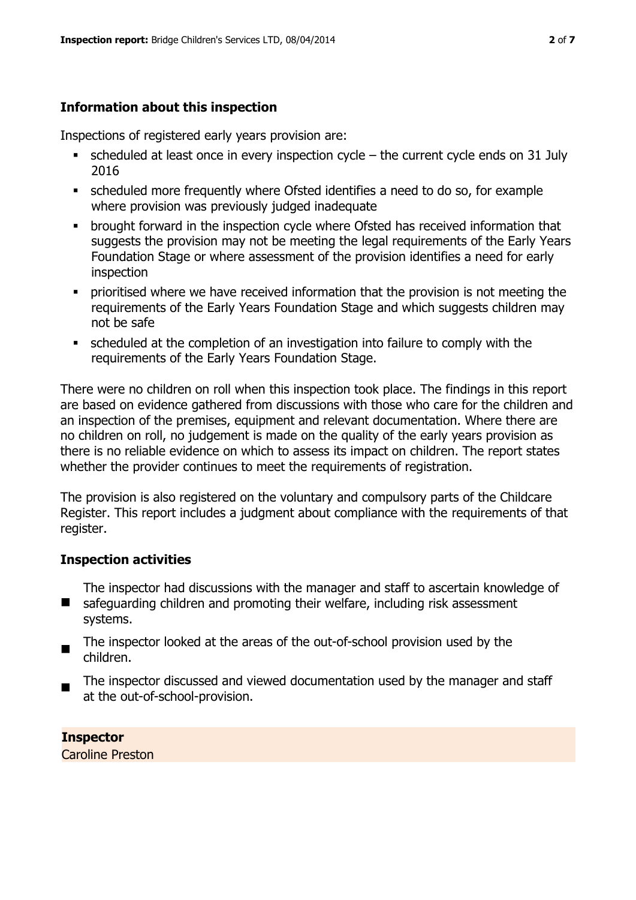## Information about this inspection

Inspections of registered early years provision are:

- scheduled at least once in every inspection cycle – the current cycle ends on 31 July 2016
- scheduled more frequently where Ofsted identifies a need to do so, for example where provision was previously judged inadequate
- brought forward in the inspection cycle where Ofsted has received information that suggests the provision may not be meeting the legal requirements of the Early Years Foundation Stage or where assessment of the provision identifies a need for early inspection
- prioritised where we have received information that the provision is not meeting the requirements of the Early Years Foundation Stage and which suggests children may not be safe
- scheduled at the completion of an investigation into failure to comply with the requirements of the Early Years Foundation Stage.

There were no children on roll when this inspection took place. The findings in this report are based on evidence gathered from discussions with those who care for the children and an inspection of the premises, equipment and relevant documentation. Where there are no children on roll, no judgement is made on the quality of the early years provision as there is no reliable evidence on which to assess its impact on children. The report states whether the provider continues to meet the requirements of registration.

The provision is also registered on the voluntary and compulsory parts of the Childcare Register. This report includes a judgment about compliance with the requirements of that register.

## Inspection activities

- The inspector had discussions with the manager and staff to ascertain knowledge of safeguarding children and promoting their welfare, including risk assessment systems.
- The inspector looked at the areas of the out-of-school provision used by the children.
- The inspector discussed and viewed documentation used by the manager and staff at the out-of-school-provision.

**Inspector**
Caroline Preston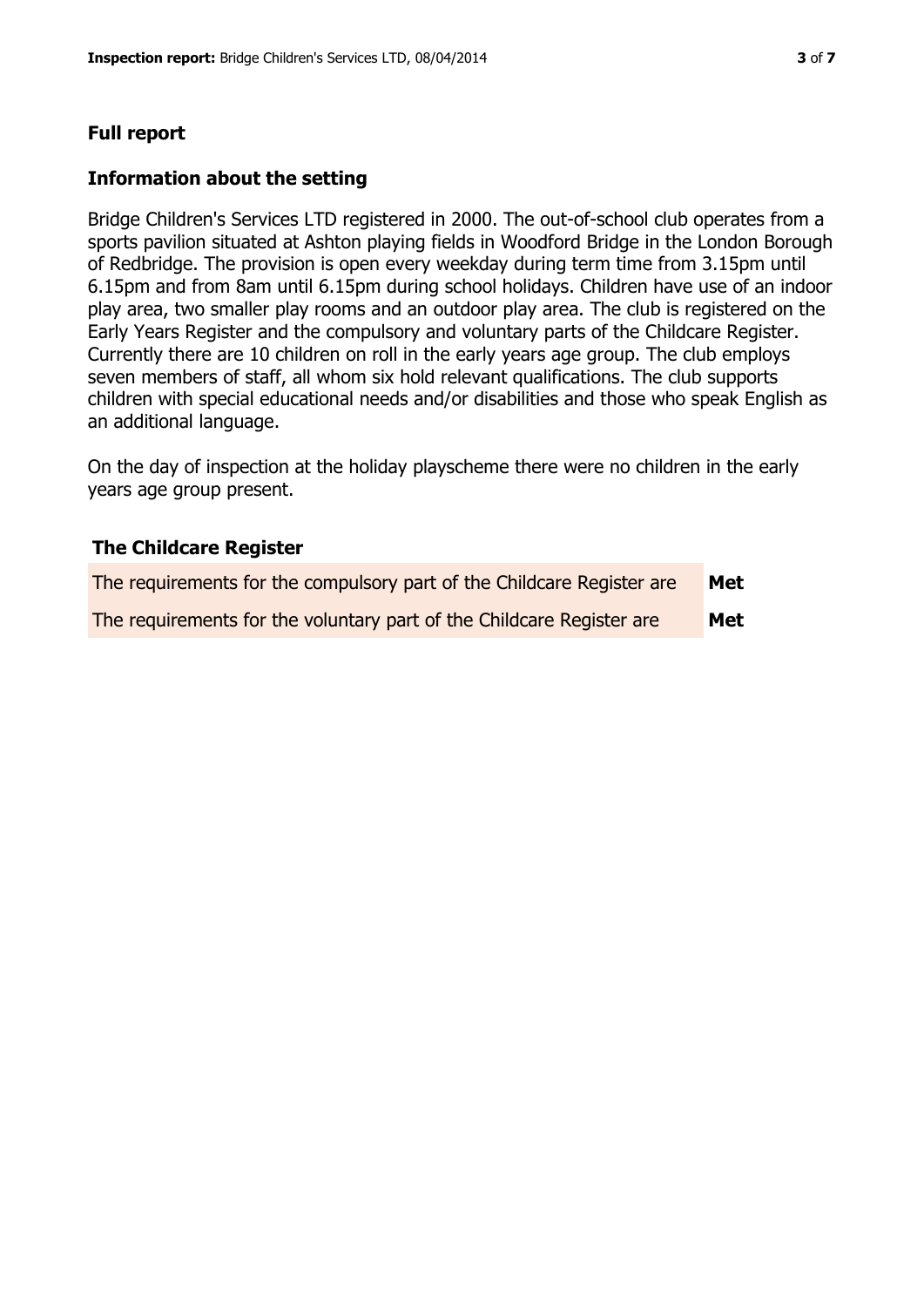## Full report

### Information about the setting

Bridge Children's Services LTD registered in 2000. The out-of-school club operates from a sports pavilion situated at Ashton playing fields in Woodford Bridge in the London Borough of Redbridge. The provision is open every weekday during term time from 3.15pm until 6.15pm and from 8am until 6.15pm during school holidays. Children have use of an indoor play area, two smaller play rooms and an outdoor play area. The club is registered on the Early Years Register and the compulsory and voluntary parts of the Childcare Register. Currently there are 10 children on roll in the early years age group. The club employs seven members of staff, all whom six hold relevant qualifications. The club supports children with special educational needs and/or disabilities and those who speak English as an additional language.

On the day of inspection at the holiday playscheme there were no children in the early years age group present.

| The Childcare Register | |
|---|---|
| The requirements for the compulsory part of the Childcare Register are | **Met** |
| The requirements for the voluntary part of the Childcare Register are | **Met** |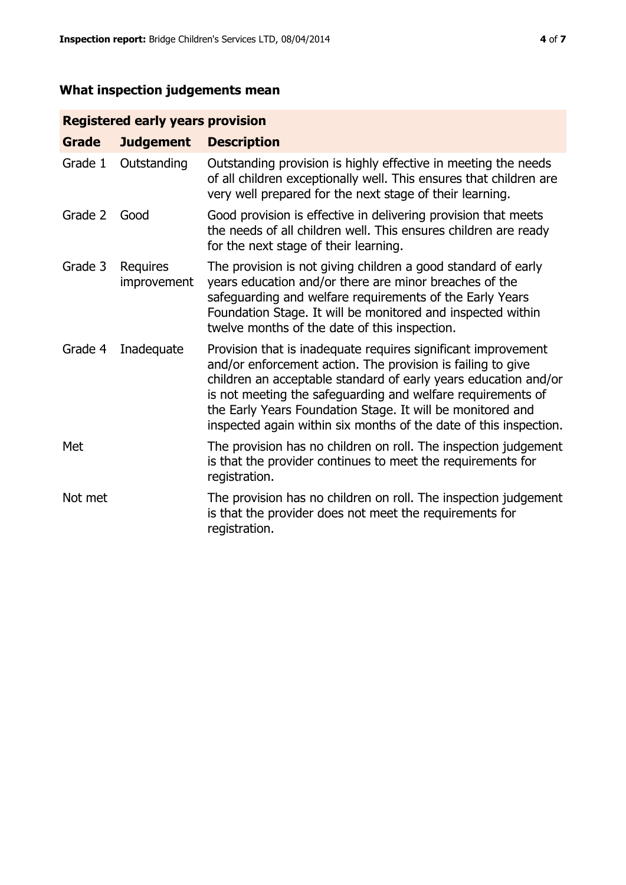## What inspection judgements mean

| Registered early years provision | | |
|---|---|---|
| **Grade** | **Judgement** | **Description** |
| Grade 1 | Outstanding | Outstanding provision is highly effective in meeting the needs of all children exceptionally well. This ensures that children are very well prepared for the next stage of their learning. |
| Grade 2 | Good | Good provision is effective in delivering provision that meets the needs of all children well. This ensures children are ready for the next stage of their learning. |
| Grade 3 | Requires improvement | The provision is not giving children a good standard of early years education and/or there are minor breaches of the safeguarding and welfare requirements of the Early Years Foundation Stage. It will be monitored and inspected within twelve months of the date of this inspection. |
| Grade 4 | Inadequate | Provision that is inadequate requires significant improvement and/or enforcement action. The provision is failing to give children an acceptable standard of early years education and/or is not meeting the safeguarding and welfare requirements of the Early Years Foundation Stage. It will be monitored and inspected again within six months of the date of this inspection. |
| Met | | The provision has no children on roll. The inspection judgement is that the provider continues to meet the requirements for registration. |
| Not met | | The provision has no children on roll. The inspection judgement is that the provider does not meet the requirements for registration. |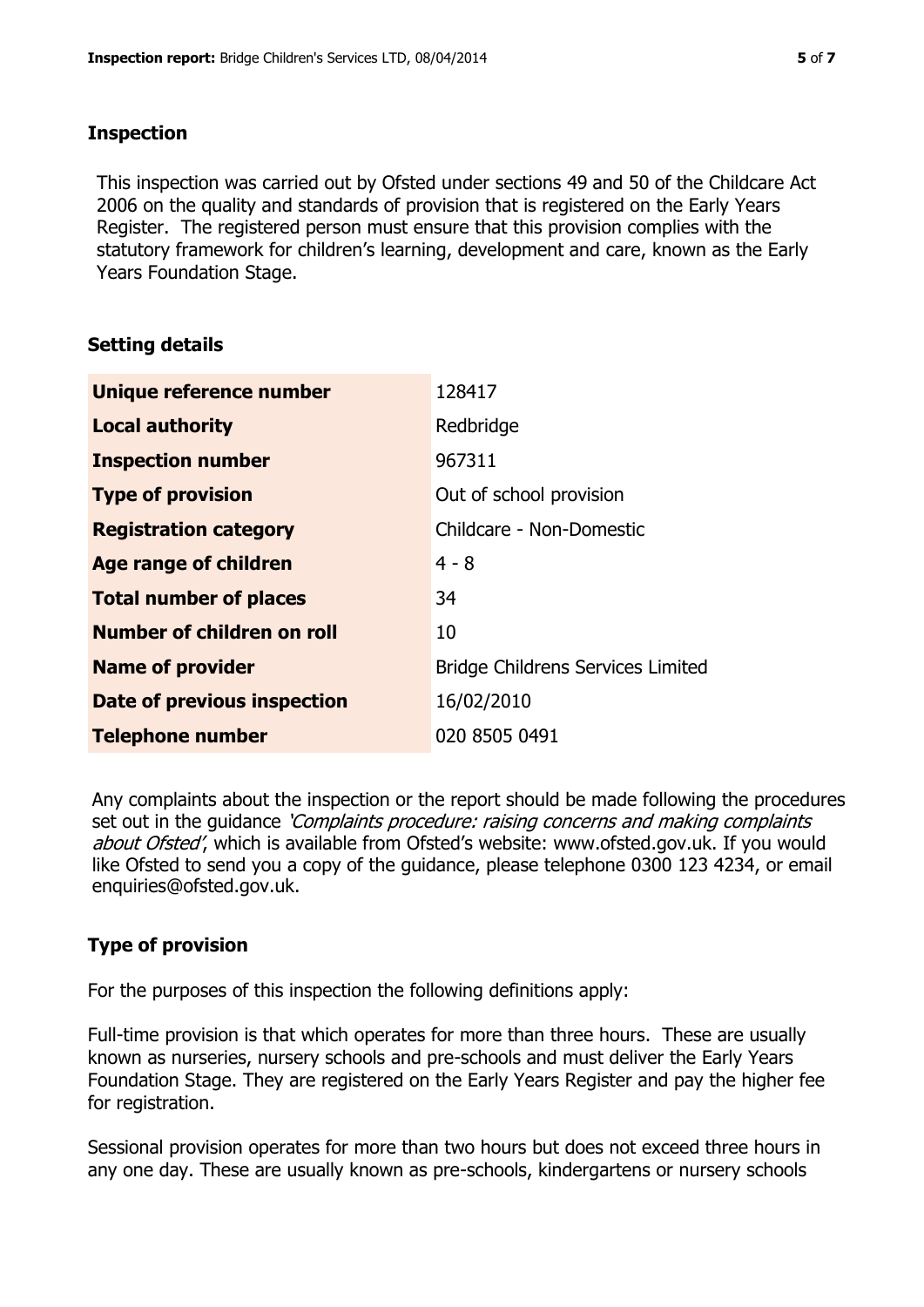## Inspection

This inspection was carried out by Ofsted under sections 49 and 50 of the Childcare Act 2006 on the quality and standards of provision that is registered on the Early Years Register. The registered person must ensure that this provision complies with the statutory framework for children's learning, development and care, known as the Early Years Foundation Stage.

## Setting details

| | |
|---|---|
| **Unique reference number** | 128417 |
| **Local authority** | Redbridge |
| **Inspection number** | 967311 |
| **Type of provision** | Out of school provision |
| **Registration category** | Childcare - Non-Domestic |
| **Age range of children** | 4 - 8 |
| **Total number of places** | 34 |
| **Number of children on roll** | 10 |
| **Name of provider** | Bridge Childrens Services Limited |
| **Date of previous inspection** | 16/02/2010 |
| **Telephone number** | 020 8505 0491 |

Any complaints about the inspection or the report should be made following the procedures set out in the guidance *'Complaints procedure: raising concerns and making complaints about Ofsted'*, which is available from Ofsted's website: www.ofsted.gov.uk. If you would like Ofsted to send you a copy of the guidance, please telephone 0300 123 4234, or email enquiries@ofsted.gov.uk.

## Type of provision

For the purposes of this inspection the following definitions apply:

Full-time provision is that which operates for more than three hours. These are usually known as nurseries, nursery schools and pre-schools and must deliver the Early Years Foundation Stage. They are registered on the Early Years Register and pay the higher fee for registration.

Sessional provision operates for more than two hours but does not exceed three hours in any one day. These are usually known as pre-schools, kindergartens or nursery schools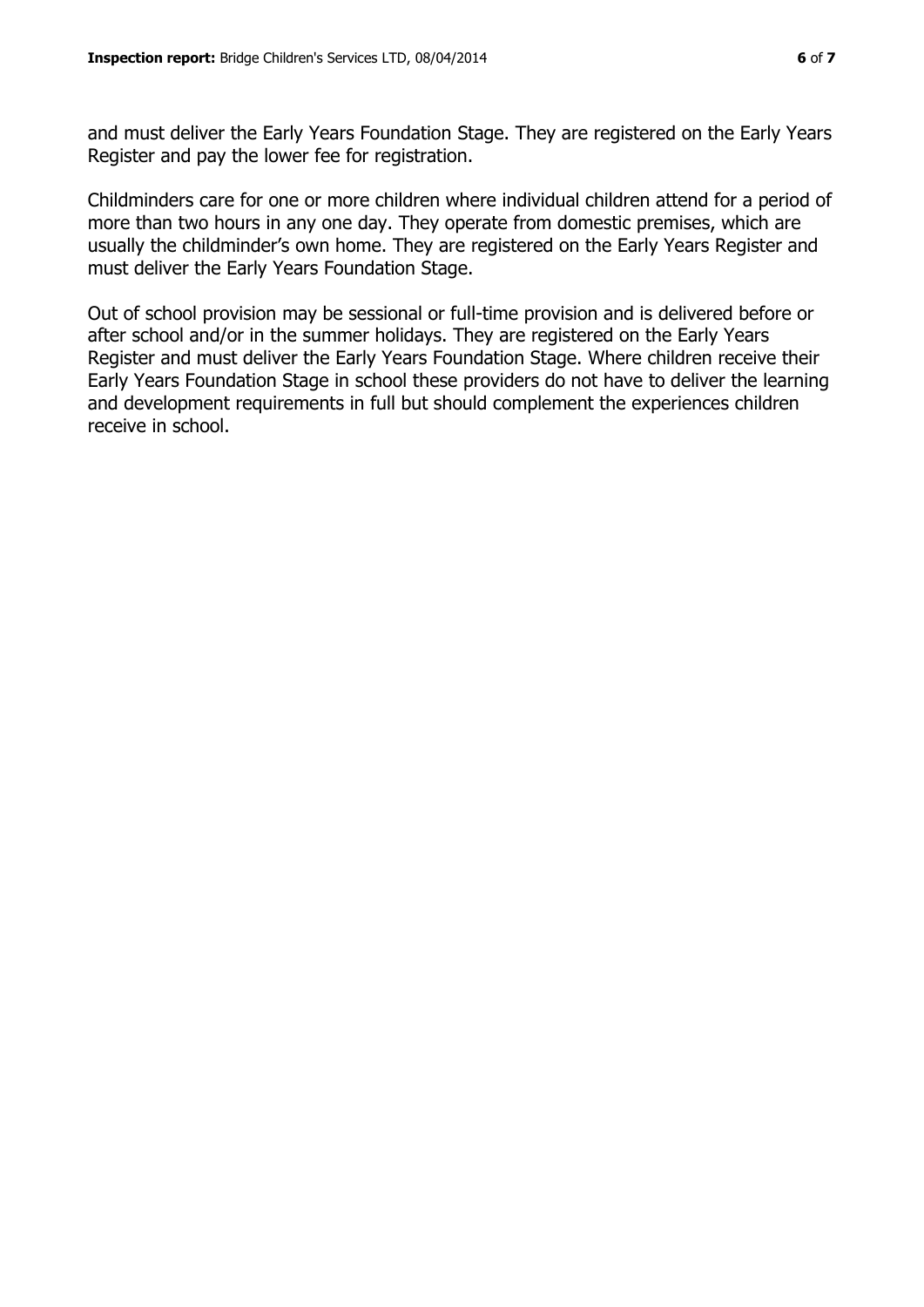and must deliver the Early Years Foundation Stage. They are registered on the Early Years Register and pay the lower fee for registration.

Childminders care for one or more children where individual children attend for a period of more than two hours in any one day. They operate from domestic premises, which are usually the childminder's own home. They are registered on the Early Years Register and must deliver the Early Years Foundation Stage.

Out of school provision may be sessional or full-time provision and is delivered before or after school and/or in the summer holidays. They are registered on the Early Years Register and must deliver the Early Years Foundation Stage. Where children receive their Early Years Foundation Stage in school these providers do not have to deliver the learning and development requirements in full but should complement the experiences children receive in school.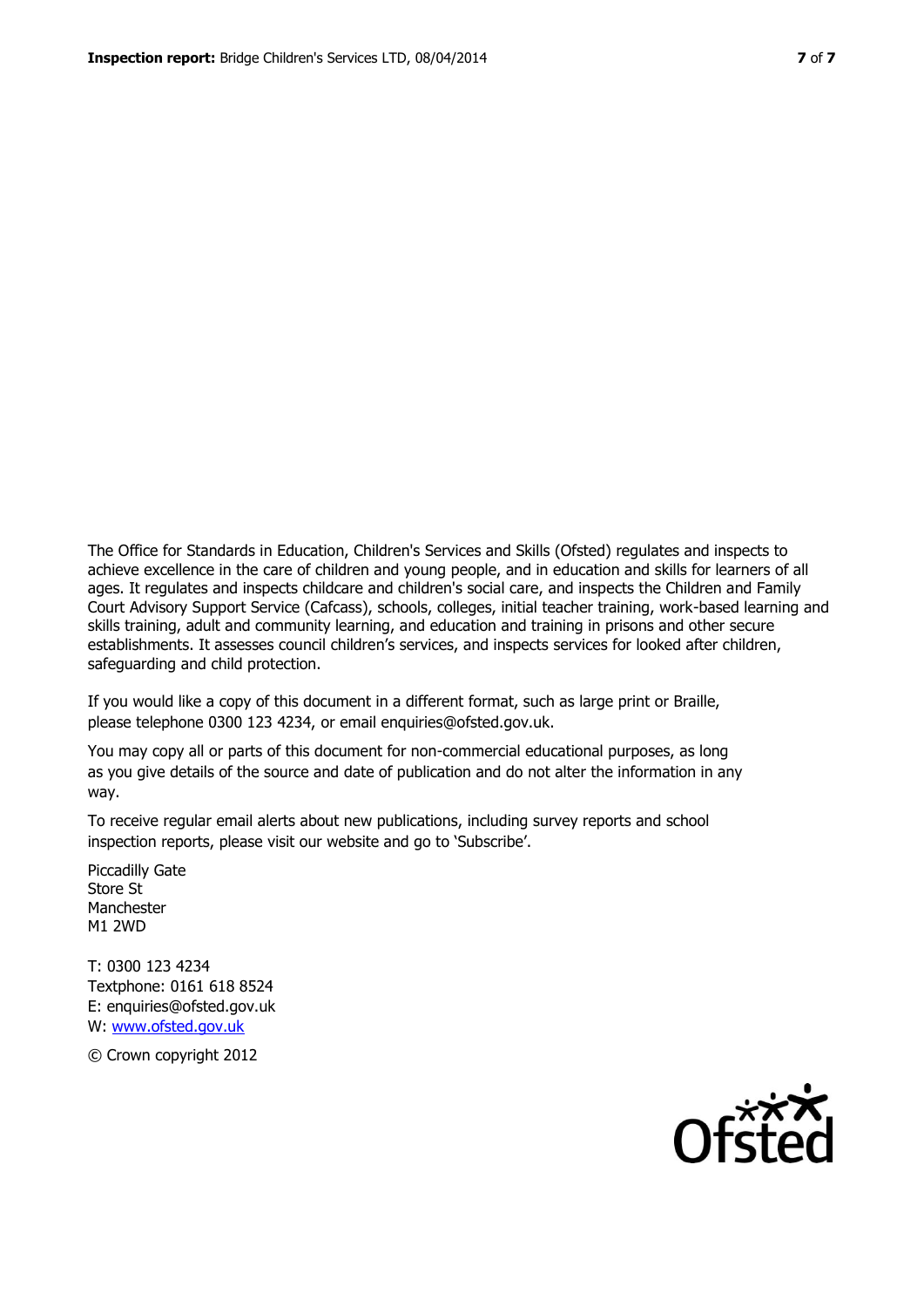The Office for Standards in Education, Children's Services and Skills (Ofsted) regulates and inspects to achieve excellence in the care of children and young people, and in education and skills for learners of all ages. It regulates and inspects childcare and children's social care, and inspects the Children and Family Court Advisory Support Service (Cafcass), schools, colleges, initial teacher training, work-based learning and skills training, adult and community learning, and education and training in prisons and other secure establishments. It assesses council children's services, and inspects services for looked after children, safeguarding and child protection.

If you would like a copy of this document in a different format, such as large print or Braille, please telephone 0300 123 4234, or email enquiries@ofsted.gov.uk.

You may copy all or parts of this document for non-commercial educational purposes, as long as you give details of the source and date of publication and do not alter the information in any way.

To receive regular email alerts about new publications, including survey reports and school inspection reports, please visit our website and go to 'Subscribe'.

Piccadilly Gate
Store St
Manchester
M1 2WD

T: 0300 123 4234
Textphone: 0161 618 8524
E: enquiries@ofsted.gov.uk
W: www.ofsted.gov.uk

© Crown copyright 2012

Ofsted